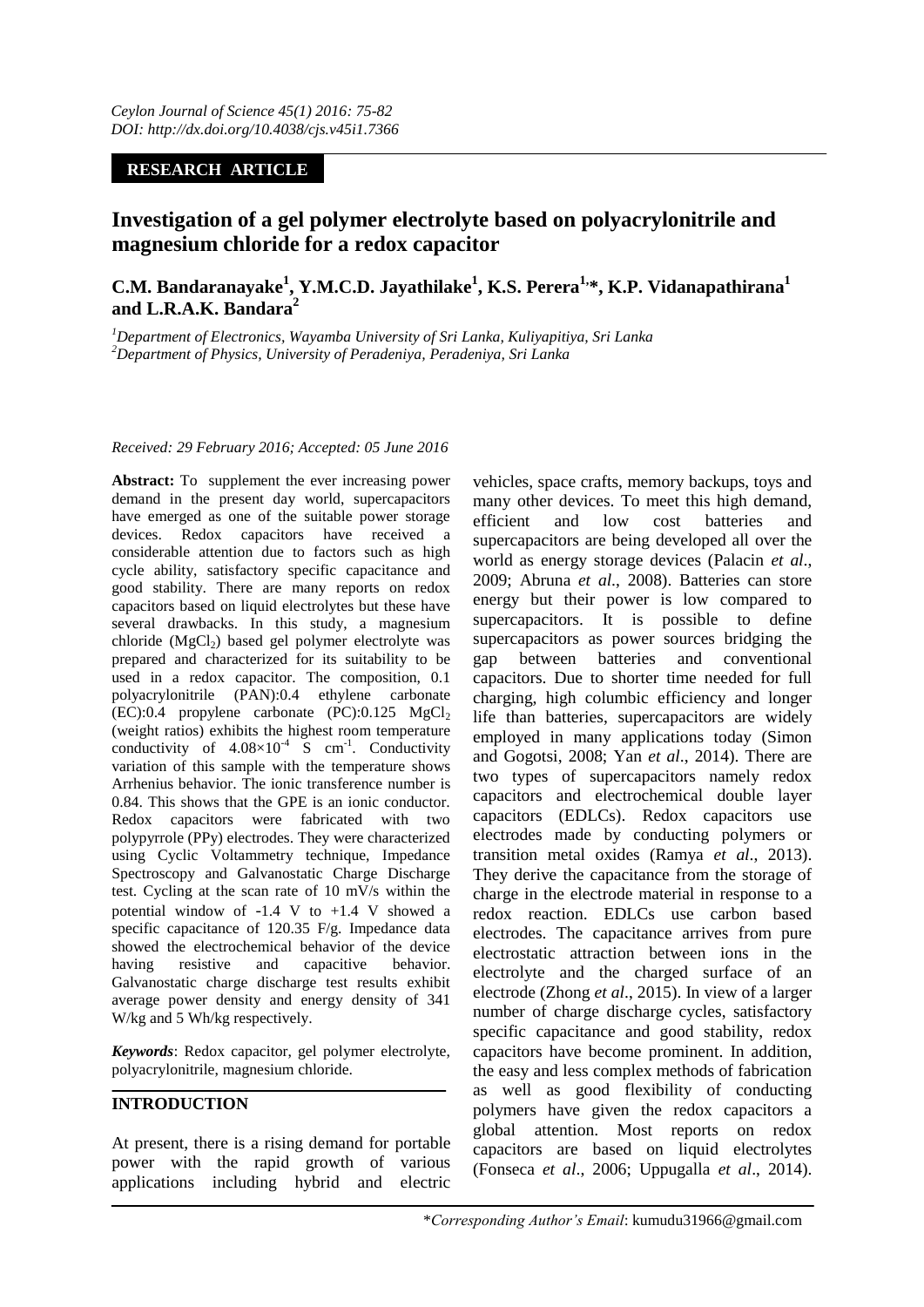# Investigation of a gel polymer electrolyte based on polyacrylonitrile and magnesium chloride for a redox capacitor

**C.M. Bandaranayake[1], Y.M.C.D. Jayathilake[1], K.S. Perera[1,]*, K.P. Vidanapathirana[1] and L.R.A.K. Bandara[2]**

*[1]Department of Electronics, Wayamba University of Sri Lanka, Kuliyapitiya, Sri Lanka*
*[2]Department of Physics, University of Peradeniya, Peradeniya, Sri Lanka*

*Received: 29 February 2016; Accepted: 05 June 2016*

**Abstract:** To supplement the ever increasing power demand in the present day world, supercapacitors have emerged as one of the suitable power storage devices. Redox capacitors have received a considerable attention due to factors such as high cycle ability, satisfactory specific capacitance and good stability. There are many reports on redox capacitors based on liquid electrolytes but these have several drawbacks. In this study, a magnesium chloride ($MgCl_2$) based gel polymer electrolyte was prepared and characterized for its suitability to be used in a redox capacitor. The composition, 0.1 polyacrylonitrile (PAN):0.4 ethylene carbonate (EC):0.4 propylene carbonate (PC):0.125 $MgCl_2$ (weight ratios) exhibits the highest room temperature conductivity of $4.08\times10^{-4}$ S cm$^{-1}$. Conductivity variation of this sample with the temperature shows Arrhenius behavior. The ionic transference number is 0.84. This shows that the GPE is an ionic conductor. Redox capacitors were fabricated with two polypyrrole (PPy) electrodes. They were characterized using Cyclic Voltammetry technique, Impedance Spectroscopy and Galvanostatic Charge Discharge test. Cycling at the scan rate of 10 mV/s within the potential window of -1.4 V to +1.4 V showed a specific capacitance of 120.35 F/g. Impedance data showed the electrochemical behavior of the device having resistive and capacitive behavior. Galvanostatic charge discharge test results exhibit average power density and energy density of 341 W/kg and 5 Wh/kg respectively.

***Keywords***: Redox capacitor, gel polymer electrolyte, polyacrylonitrile, magnesium chloride.

## INTRODUCTION

At present, there is a rising demand for portable power with the rapid growth of various applications including hybrid and electric vehicles, space crafts, memory backups, toys and many other devices. To meet this high demand, efficient and low cost batteries and supercapacitors are being developed all over the world as energy storage devices (Palacin *et al*., 2009; Abruna *et al*., 2008). Batteries can store energy but their power is low compared to supercapacitors. It is possible to define supercapacitors as power sources bridging the gap between batteries and conventional capacitors. Due to shorter time needed for full charging, high columbic efficiency and longer life than batteries, supercapacitors are widely employed in many applications today (Simon and Gogotsi, 2008; Yan *et al*., 2014). There are two types of supercapacitors namely redox capacitors and electrochemical double layer capacitors (EDLCs). Redox capacitors use electrodes made by conducting polymers or transition metal oxides (Ramya *et al*., 2013). They derive the capacitance from the storage of charge in the electrode material in response to a redox reaction. EDLCs use carbon based electrodes. The capacitance arrives from pure electrostatic attraction between ions in the electrolyte and the charged surface of an electrode (Zhong *et al*., 2015). In view of a larger number of charge discharge cycles, satisfactory specific capacitance and good stability, redox capacitors have become prominent. In addition, the easy and less complex methods of fabrication as well as good flexibility of conducting polymers have given the redox capacitors a global attention. Most reports on redox capacitors are based on liquid electrolytes (Fonseca *et al*., 2006; Uppugalla *et al*., 2014).

*\*Corresponding Author's Email*: kumudu31966@gmail.com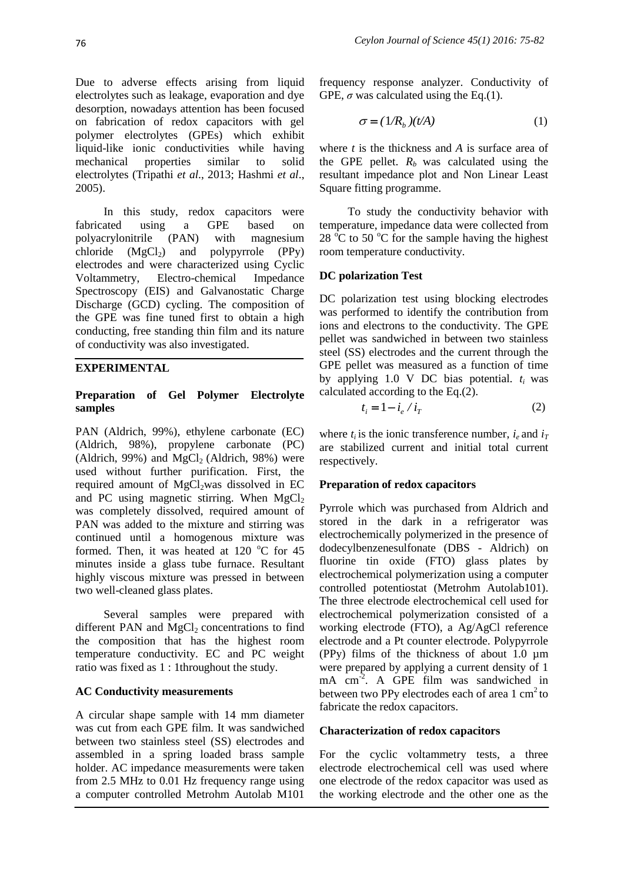Due to adverse effects arising from liquid electrolytes such as leakage, evaporation and dye desorption, nowadays attention has been focused on fabrication of redox capacitors with gel polymer electrolytes (GPEs) which exhibit liquid-like ionic conductivities while having mechanical properties similar to solid electrolytes (Tripathi *et al*., 2013; Hashmi *et al*., 2005).

In this study, redox capacitors were fabricated using a GPE based on polyacrylonitrile (PAN) with magnesium chloride ($MgCl_2$) and polypyrrole (PPy) electrodes and were characterized using Cyclic Voltammetry, Electro-chemical Impedance Spectroscopy (EIS) and Galvanostatic Charge Discharge (GCD) cycling. The composition of the GPE was fine tuned first to obtain a high conducting, free standing thin film and its nature of conductivity was also investigated.

## EXPERIMENTAL

### Preparation of Gel Polymer Electrolyte samples

PAN (Aldrich, 99%), ethylene carbonate (EC) (Aldrich, 98%), propylene carbonate (PC) (Aldrich, 99%) and $MgCl_2$ (Aldrich, 98%) were used without further purification. First, the required amount of $MgCl_2$was dissolved in EC and PC using magnetic stirring. When $MgCl_2$ was completely dissolved, required amount of PAN was added to the mixture and stirring was continued until a homogenous mixture was formed. Then, it was heated at 120 °C for 45 minutes inside a glass tube furnace. Resultant highly viscous mixture was pressed in between two well-cleaned glass plates.

Several samples were prepared with different PAN and $MgCl_2$ concentrations to find the composition that has the highest room temperature conductivity. EC and PC weight ratio was fixed as 1 : 1throughout the study.

### AC Conductivity measurements

A circular shape sample with 14 mm diameter was cut from each GPE film. It was sandwiched between two stainless steel (SS) electrodes and assembled in a spring loaded brass sample holder. AC impedance measurements were taken from 2.5 MHz to 0.01 Hz frequency range using a computer controlled Metrohm Autolab M101 frequency response analyzer. Conductivity of GPE, $\sigma$ was calculated using the Eq.(1).

$$\sigma = (1/R_b)(t/A) \tag{1}$$

where $t$ is the thickness and $A$ is surface area of the GPE pellet. $R_b$ was calculated using the resultant impedance plot and Non Linear Least Square fitting programme.

To study the conductivity behavior with temperature, impedance data were collected from 28 °C to 50 °C for the sample having the highest room temperature conductivity.

### DC polarization Test

DC polarization test using blocking electrodes was performed to identify the contribution from ions and electrons to the conductivity. The GPE pellet was sandwiched in between two stainless steel (SS) electrodes and the current through the GPE pellet was measured as a function of time by applying 1.0 V DC bias potential. $t_i$ was calculated according to the Eq.(2).

$$t_i = 1 - i_e / i_T \tag{2}$$

where $t_i$ is the ionic transference number, $i_e$ and $i_T$ are stabilized current and initial total current respectively.

### Preparation of redox capacitors

Pyrrole which was purchased from Aldrich and stored in the dark in a refrigerator was electrochemically polymerized in the presence of dodecylbenzenesulfonate (DBS - Aldrich) on fluorine tin oxide (FTO) glass plates by electrochemical polymerization using a computer controlled potentiostat (Metrohm Autolab101). The three electrode electrochemical cell used for electrochemical polymerization consisted of a working electrode (FTO), a Ag/AgCl reference electrode and a Pt counter electrode. Polypyrrole (PPy) films of the thickness of about 1.0 µm were prepared by applying a current density of 1 mA cm$^{-2}$. A GPE film was sandwiched in between two PPy electrodes each of area 1 cm$^2$ to fabricate the redox capacitors.

### Characterization of redox capacitors

For the cyclic voltammetry tests, a three electrode electrochemical cell was used where one electrode of the redox capacitor was used as the working electrode and the other one as the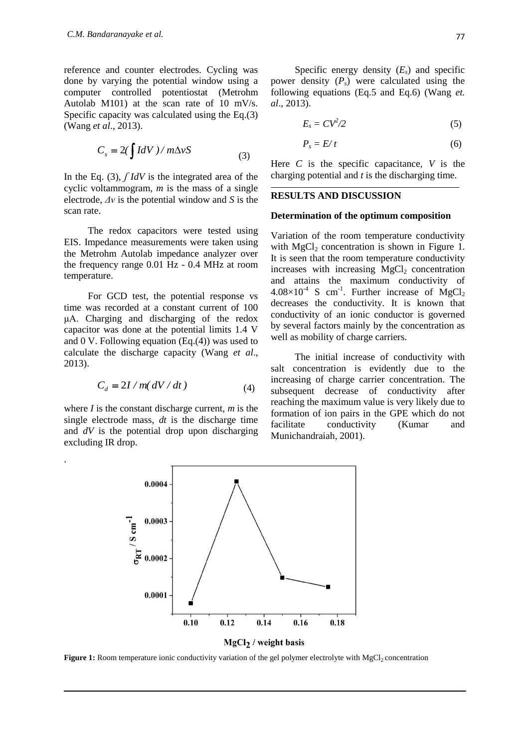reference and counter electrodes. Cycling was done by varying the potential window using a computer controlled potentiostat (Metrohm Autolab M101) at the scan rate of 10 mV/s. Specific capacity was calculated using the Eq.(3) (Wang *et al*., 2013).

$$C_s = 2(\int IdV)/m\Delta vS \tag{3}$$

In the Eq. (3), $\int IdV$ is the integrated area of the cyclic voltammogram, $m$ is the mass of a single electrode, $\Delta v$ is the potential window and $S$ is the scan rate.

The redox capacitors were tested using EIS. Impedance measurements were taken using the Metrohm Autolab impedance analyzer over the frequency range 0.01 Hz - 0.4 MHz at room temperature.

For GCD test, the potential response vs time was recorded at a constant current of 100 μA. Charging and discharging of the redox capacitor was done at the potential limits 1.4 V and 0 V. Following equation (Eq.(4)) was used to calculate the discharge capacity (Wang *et al*., 2013).

$$C_d = 2I/m(dV/dt) \tag{4}$$

where $I$ is the constant discharge current, $m$ is the single electrode mass, $dt$ is the discharge time and $dV$ is the potential drop upon discharging excluding IR drop.

Specific energy density ($E_s$) and specific power density ($P_s$) were calculated using the following equations (Eq.5 and Eq.6) (Wang *et. al*., 2013).

$$E_s = CV^2/2 \tag{5}$$

$$P_s = E/t \tag{6}$$

Here $C$ is the specific capacitance, $V$ is the charging potential and $t$ is the discharging time.

## RESULTS AND DISCUSSION

### Determination of the optimum composition

Variation of the room temperature conductivity with $MgCl_2$ concentration is shown in Figure 1. It is seen that the room temperature conductivity increases with increasing $MgCl_2$ concentration and attains the maximum conductivity of $4.08\times10^{-4}$ S cm$^{-1}$. Further increase of $MgCl_2$ decreases the conductivity. It is known that conductivity of an ionic conductor is governed by several factors mainly by the concentration as well as mobility of charge carriers.

The initial increase of conductivity with salt concentration is evidently due to the increasing of charge carrier concentration. The subsequent decrease of conductivity after reaching the maximum value is very likely due to formation of ion pairs in the GPE which do not facilitate conductivity (Kumar and Munichandraiah, 2001).

**Figure 1:** Room temperature ionic conductivity variation of the gel polymer electrolyte with $MgCl_2$ concentration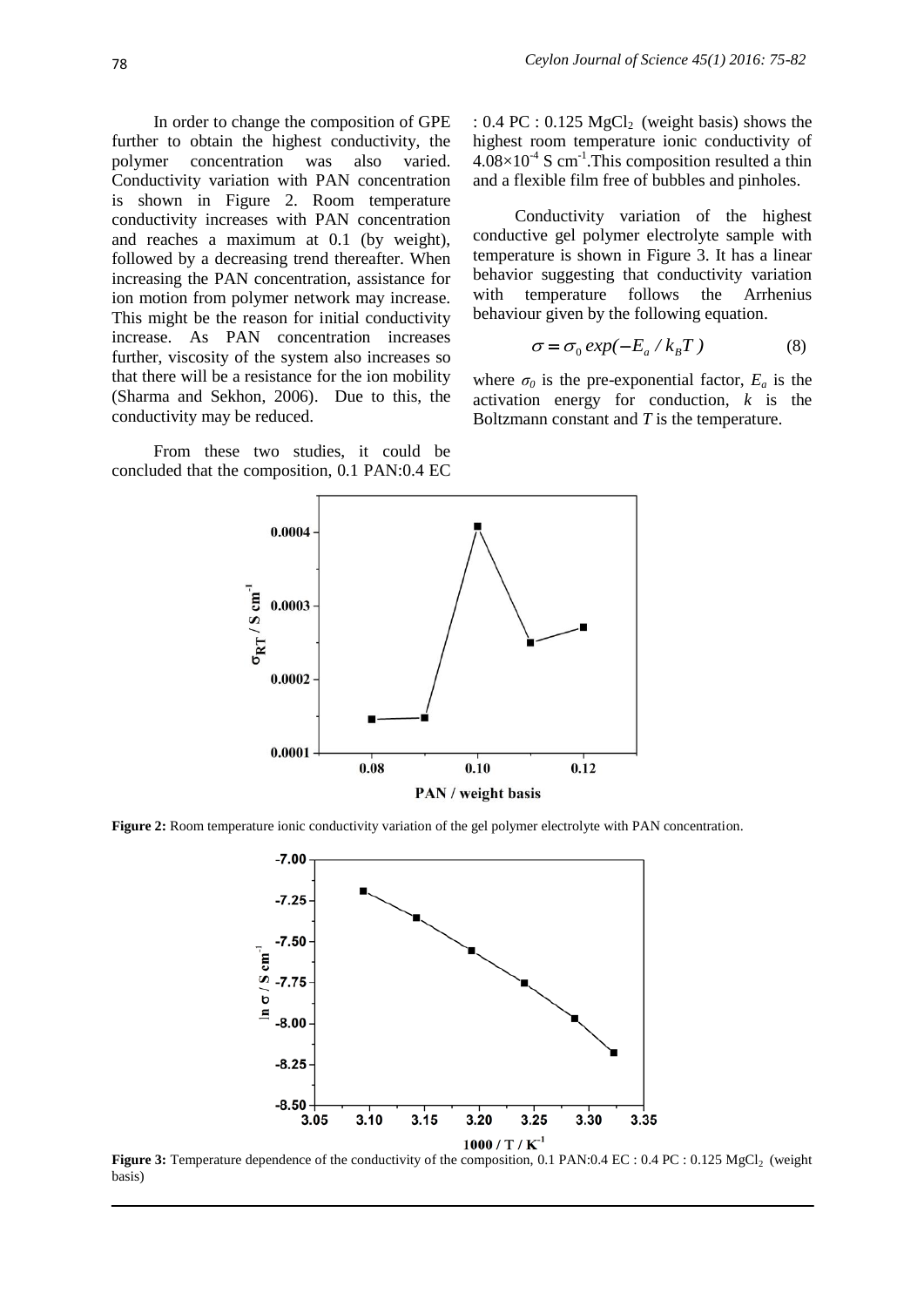In order to change the composition of GPE further to obtain the highest conductivity, the polymer concentration was also varied. Conductivity variation with PAN concentration is shown in Figure 2. Room temperature conductivity increases with PAN concentration and reaches a maximum at 0.1 (by weight), followed by a decreasing trend thereafter. When increasing the PAN concentration, assistance for ion motion from polymer network may increase. This might be the reason for initial conductivity increase. As PAN concentration increases further, viscosity of the system also increases so that there will be a resistance for the ion mobility (Sharma and Sekhon, 2006). Due to this, the conductivity may be reduced.

From these two studies, it could be concluded that the composition, 0.1 PAN:0.4 EC : 0.4 PC : 0.125 $MgCl_2$ (weight basis) shows the highest room temperature ionic conductivity of $4.08\times10^{-4}$ S $cm^{-1}$.This composition resulted a thin and a flexible film free of bubbles and pinholes.

Conductivity variation of the highest conductive gel polymer electrolyte sample with temperature is shown in Figure 3. It has a linear behavior suggesting that conductivity variation with temperature follows the Arrhenius behaviour given by the following equation.

$$\sigma = \sigma_0 \, exp(-E_a / k_B T) \tag{8}$$

where $\sigma_0$ is the pre-exponential factor, $E_a$ is the activation energy for conduction, $k$ is the Boltzmann constant and $T$ is the temperature.

**Figure 2:** Room temperature ionic conductivity variation of the gel polymer electrolyte with PAN concentration.

**Figure 3:** Temperature dependence of the conductivity of the composition, 0.1 PAN:0.4 EC : 0.4 PC : 0.125 $MgCl_2$ (weight basis)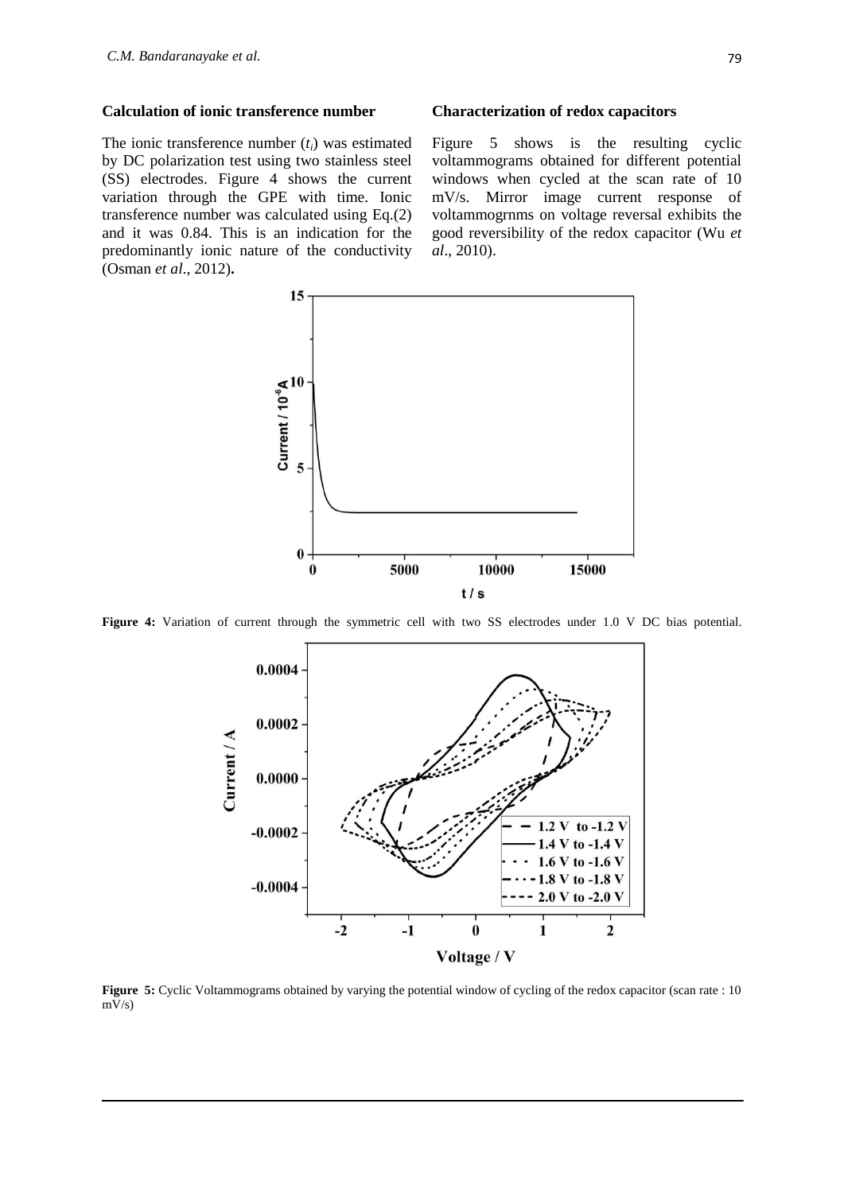### Calculation of ionic transference number

The ionic transference number ($t_i$) was estimated by DC polarization test using two stainless steel (SS) electrodes. Figure 4 shows the current variation through the GPE with time. Ionic transference number was calculated using Eq.(2) and it was 0.84. This is an indication for the predominantly ionic nature of the conductivity (Osman *et al*., 2012)**.**

### Characterization of redox capacitors

Figure 5 shows is the resulting cyclic voltammograms obtained for different potential windows when cycled at the scan rate of 10 mV/s. Mirror image current response of voltammogrnms on voltage reversal exhibits the good reversibility of the redox capacitor (Wu *et al*., 2010).

**Figure 4:** Variation of current through the symmetric cell with two SS electrodes under 1.0 V DC bias potential.

**Figure 5:** Cyclic Voltammograms obtained by varying the potential window of cycling of the redox capacitor (scan rate : 10 mV/s)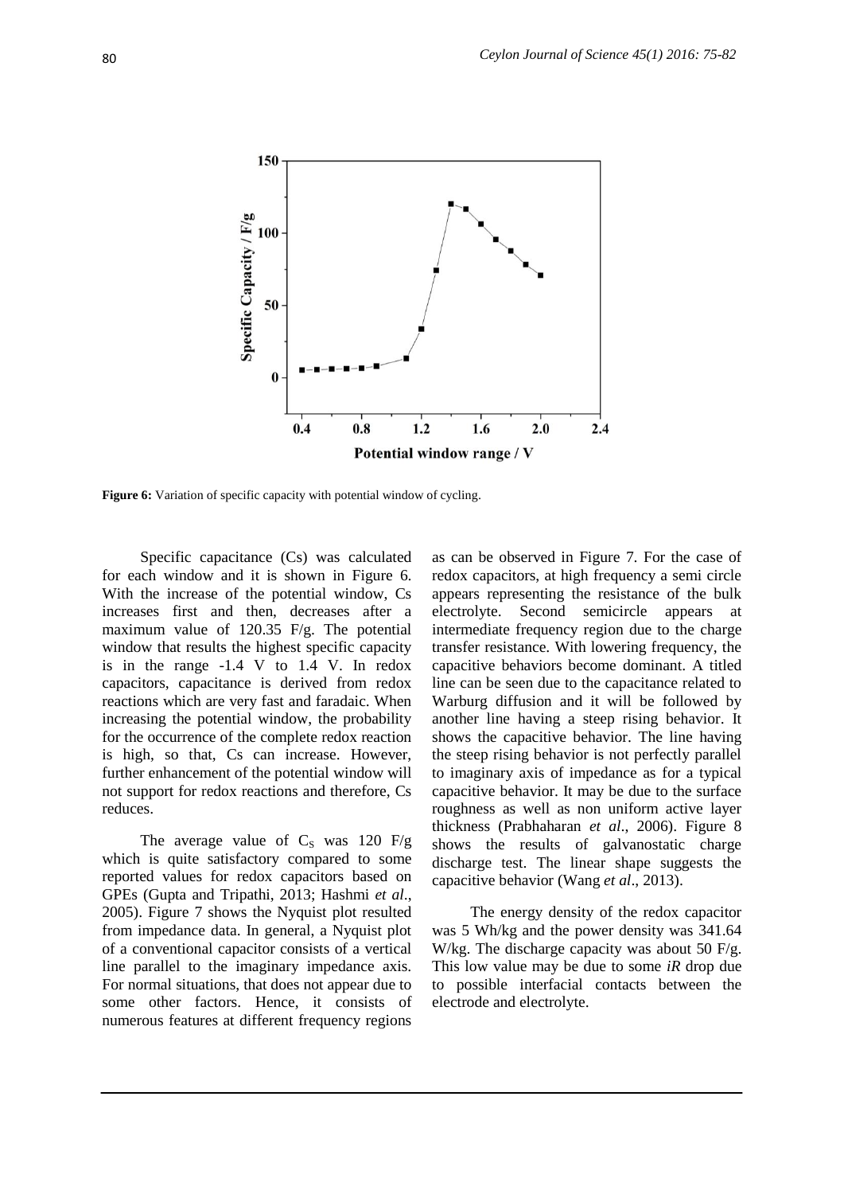**Figure 6:** Variation of specific capacity with potential window of cycling.

Specific capacitance (Cs) was calculated for each window and it is shown in Figure 6. With the increase of the potential window, Cs increases first and then, decreases after a maximum value of 120.35 F/g. The potential window that results the highest specific capacity is in the range -1.4 V to 1.4 V. In redox capacitors, capacitance is derived from redox reactions which are very fast and faradaic. When increasing the potential window, the probability for the occurrence of the complete redox reaction is high, so that, Cs can increase. However, further enhancement of the potential window will not support for redox reactions and therefore, Cs reduces.

The average value of $C_S$ was 120 F/g which is quite satisfactory compared to some reported values for redox capacitors based on GPEs (Gupta and Tripathi, 2013; Hashmi *et al*., 2005). Figure 7 shows the Nyquist plot resulted from impedance data. In general, a Nyquist plot of a conventional capacitor consists of a vertical line parallel to the imaginary impedance axis. For normal situations, that does not appear due to some other factors. Hence, it consists of numerous features at different frequency regions as can be observed in Figure 7. For the case of redox capacitors, at high frequency a semi circle appears representing the resistance of the bulk electrolyte. Second semicircle appears at intermediate frequency region due to the charge transfer resistance. With lowering frequency, the capacitive behaviors become dominant. A titled line can be seen due to the capacitance related to Warburg diffusion and it will be followed by another line having a steep rising behavior. It shows the capacitive behavior. The line having the steep rising behavior is not perfectly parallel to imaginary axis of impedance as for a typical capacitive behavior. It may be due to the surface roughness as well as non uniform active layer thickness (Prabhaharan *et al*., 2006). Figure 8 shows the results of galvanostatic charge discharge test. The linear shape suggests the capacitive behavior (Wang *et al*., 2013).

The energy density of the redox capacitor was 5 Wh/kg and the power density was 341.64 W/kg. The discharge capacity was about 50 F/g. This low value may be due to some *iR* drop due to possible interfacial contacts between the electrode and electrolyte.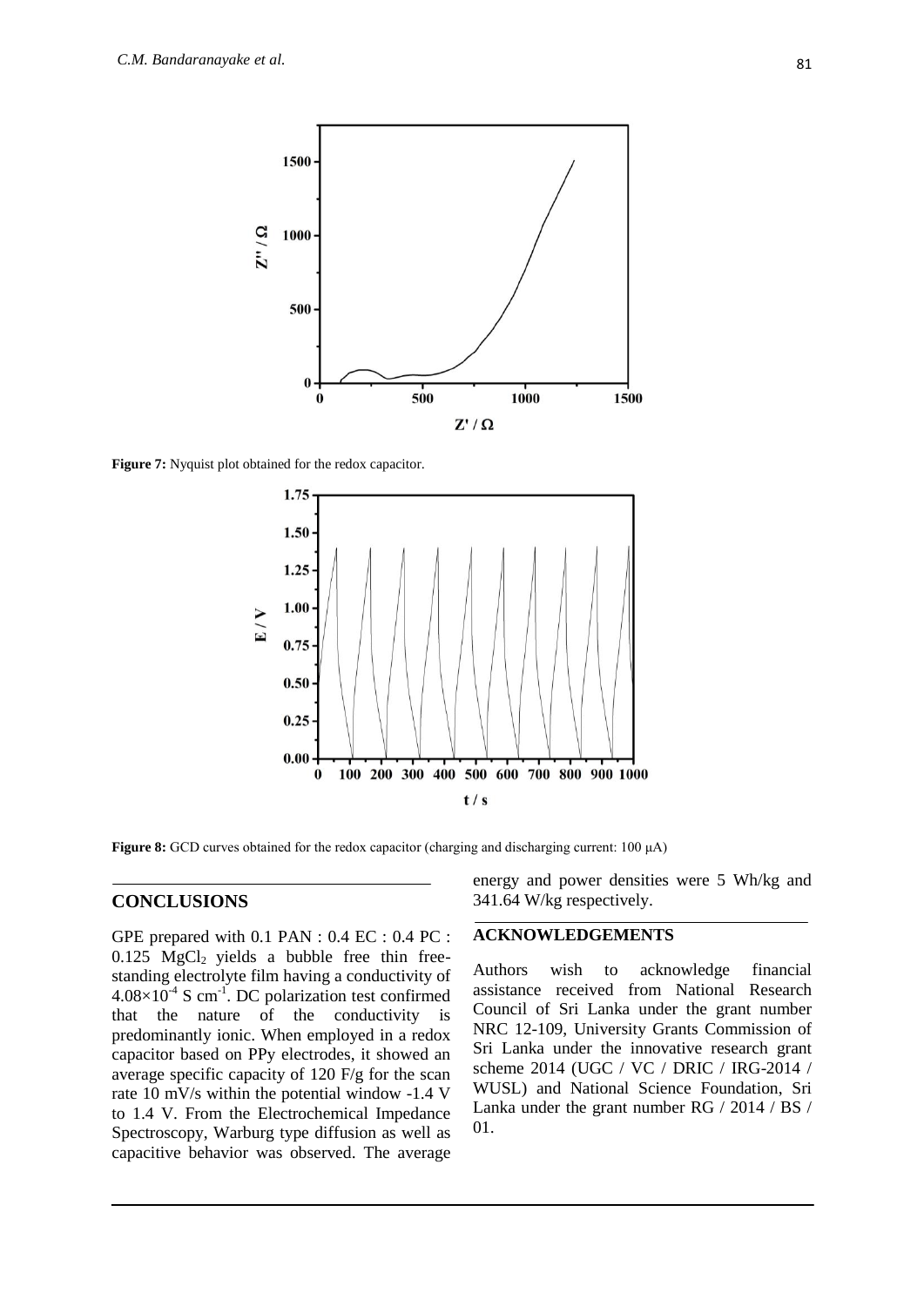**Figure 7:** Nyquist plot obtained for the redox capacitor.

**Figure 8:** GCD curves obtained for the redox capacitor (charging and discharging current: 100 μA)

## CONCLUSIONS

GPE prepared with 0.1 PAN : 0.4 EC : 0.4 PC : 0.125 $MgCl_2$ yields a bubble free thin free-standing electrolyte film having a conductivity of $4.08\times10^{-4}$ S $cm^{-1}$. DC polarization test confirmed that the nature of the conductivity is predominantly ionic. When employed in a redox capacitor based on PPy electrodes, it showed an average specific capacity of 120 F/g for the scan rate 10 mV/s within the potential window -1.4 V to 1.4 V. From the Electrochemical Impedance Spectroscopy, Warburg type diffusion as well as capacitive behavior was observed. The average energy and power densities were 5 Wh/kg and 341.64 W/kg respectively.

## ACKNOWLEDGEMENTS

Authors wish to acknowledge financial assistance received from National Research Council of Sri Lanka under the grant number NRC 12-109, University Grants Commission of Sri Lanka under the innovative research grant scheme 2014 (UGC / VC / DRIC / IRG-2014 / WUSL) and National Science Foundation, Sri Lanka under the grant number RG / 2014 / BS / 01.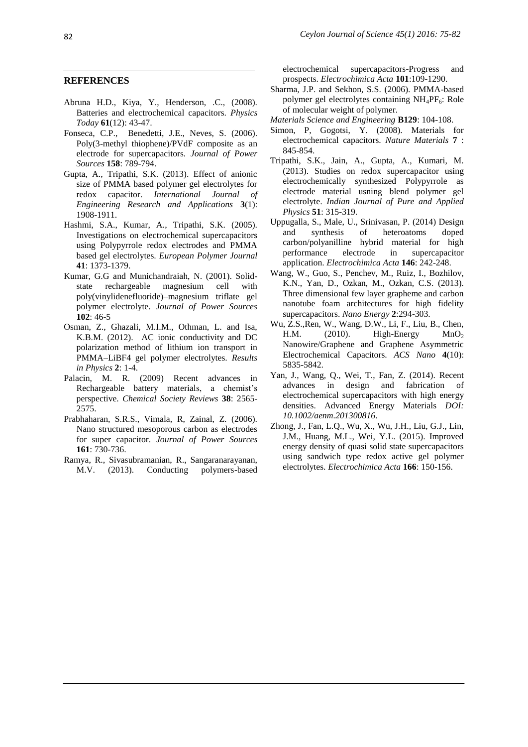## REFERENCES

Abruna H.D., Kiya, Y., Henderson, .C., (2008). Batteries and electrochemical capacitors. *Physics Today* **61**(12): 43-47.

Fonseca, C.P., Benedetti, J.E., Neves, S. (2006). Poly(3-methyl thiophene)/PVdF composite as an electrode for supercapacitors. *Journal of Power Sources* **158**: 789-794.

Gupta, A., Tripathi, S.K. (2013). Effect of anionic size of PMMA based polymer gel electrolytes for redox capacitor. *International Journal of Engineering Research and Applications* **3**(1): 1908-1911.

Hashmi, S.A., Kumar, A., Tripathi, S.K. (2005). Investigations on electrochemical supercapacitors using Polypyrrole redox electrodes and PMMA based gel electrolytes. *European Polymer Journal* **41**: 1373-1379.

Kumar, G.G and Munichandraiah, N. (2001). Solid-state rechargeable magnesium cell with poly(vinylidenefluoride)–magnesium triflate gel polymer electrolyte. *Journal of Power Sources* **102**: 46-5

Osman, Z., Ghazali, M.I.M., Othman, L. and Isa, K.B.M. (2012). AC ionic conductivity and DC polarization method of lithium ion transport in PMMA–LiBF4 gel polymer electrolytes. *Results in Physics* **2**: 1-4.

Palacin, M. R. (2009) Recent advances in Rechargeable battery materials, a chemist's perspective. *Chemical Society Reviews* **38**: 2565-2575.

Prabhaharan, S.R.S., Vimala, R, Zainal, Z. (2006). Nano structured mesoporous carbon as electrodes for super capacitor. *Journal of Power Sources* **161**: 730-736.

Ramya, R., Sivasubramanian, R., Sangaranarayanan, M.V. (2013). Conducting polymers-based electrochemical supercapacitors-Progress and prospects. *Electrochimica Acta* **101**:109-1290.

Sharma, J.P. and Sekhon, S.S. (2006). PMMA-based polymer gel electrolytes containing $NH_4PF_6$: Role of molecular weight of polymer.

*Materials Science and Engineering* **B129**: 104-108.

Simon, P, Gogotsi, Y. (2008). Materials for electrochemical capacitors. *Nature Materials* **7** : 845-854.

Tripathi, S.K., Jain, A., Gupta, A., Kumari, M. (2013). Studies on redox supercapacitor using electrochemically synthesized Polypyrrole as electrode material usning blend polymer gel electrolyte. *Indian Journal of Pure and Applied Physics* **51**: 315-319.

Uppugalla, S., Male, U., Srinivasan, P. (2014) Design and synthesis of heteroatoms doped carbon/polyanilline hybrid material for high performance electrode in supercapacitor application. *Electrochimica Acta* **146**: 242-248.

Wang, W., Guo, S., Penchev, M., Ruiz, I., Bozhilov, K.N., Yan, D., Ozkan, M., Ozkan, C.S. (2013). Three dimensional few layer grapheme and carbon nanotube foam architectures for high fidelity supercapacitors. *Nano Energy* **2**:294-303.

Wu, Z.S.,Ren, W., Wang, D.W., Li, F., Liu, B., Chen, H.M. (2010). High-Energy $MnO_2$ Nanowire/Graphene and Graphene Asymmetric Electrochemical Capacitors. *ACS Nano* **4**(10): 5835-5842.

Yan, J., Wang, Q., Wei, T., Fan, Z. (2014). Recent advances in design and fabrication of electrochemical supercapacitors with high energy densities. Advanced Energy Materials *DOI: 10.1002/aenm.201300816*.

Zhong, J., Fan, L.Q., Wu, X., Wu, J.H., Liu, G.J., Lin, J.M., Huang, M.L., Wei, Y.L. (2015). Improved energy density of quasi solid state supercapacitors using sandwich type redox active gel polymer electrolytes. *Electrochimica Acta* **166**: 150-156.